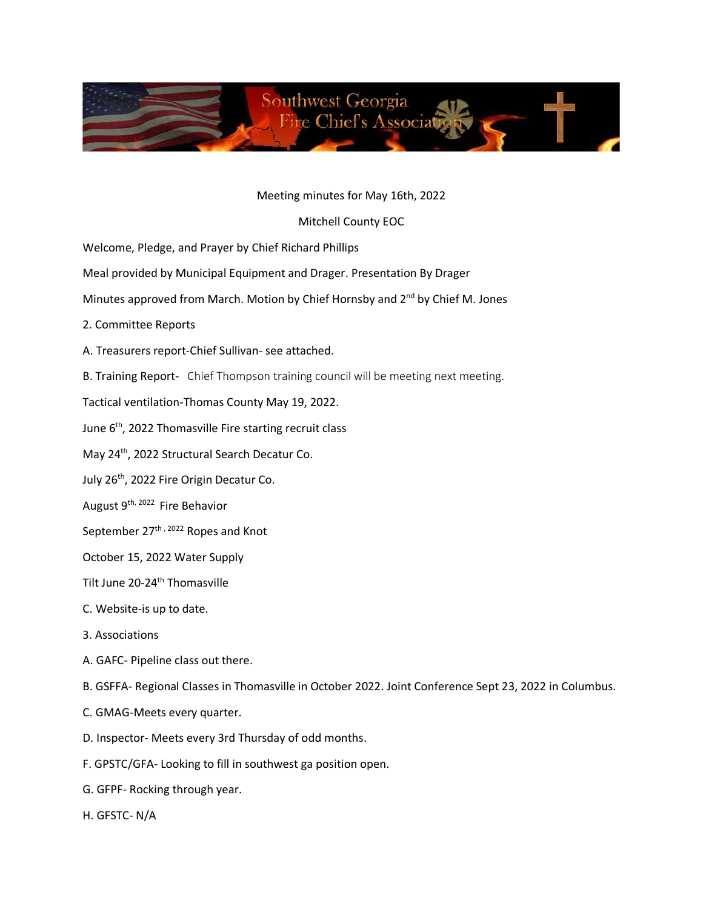Southwest Georgia Fire Chief's Association

Meeting minutes for May 16th, 2022

Mitchell County EOC

Welcome, Pledge, and Prayer by Chief Richard Phillips

Meal provided by Municipal Equipment and Drager. Presentation By Drager

Minutes approved from March. Motion by Chief Hornsby and 2nd by Chief M. Jones

2. Committee Reports

A. Treasurers report-Chief Sullivan- see attached.

B. Training Report- Chief Thompson training council will be meeting next meeting.

Tactical ventilation-Thomas County May 19, 2022.

June 6th, 2022 Thomasville Fire starting recruit class

May 24th, 2022 Structural Search Decatur Co.

July 26th, 2022 Fire Origin Decatur Co.

August 9th, 2022 Fire Behavior

September 27th, 2022 Ropes and Knot

October 15, 2022 Water Supply

Tilt June 20-24th Thomasville

C. Website-is up to date.

3. Associations

A. GAFC- Pipeline class out there.

B. GSFFA- Regional Classes in Thomasville in October 2022. Joint Conference Sept 23, 2022 in Columbus.

C. GMAG-Meets every quarter.

D. Inspector- Meets every 3rd Thursday of odd months.

F. GPSTC/GFA- Looking to fill in southwest ga position open.

G. GFPF- Rocking through year.

H. GFSTC- N/A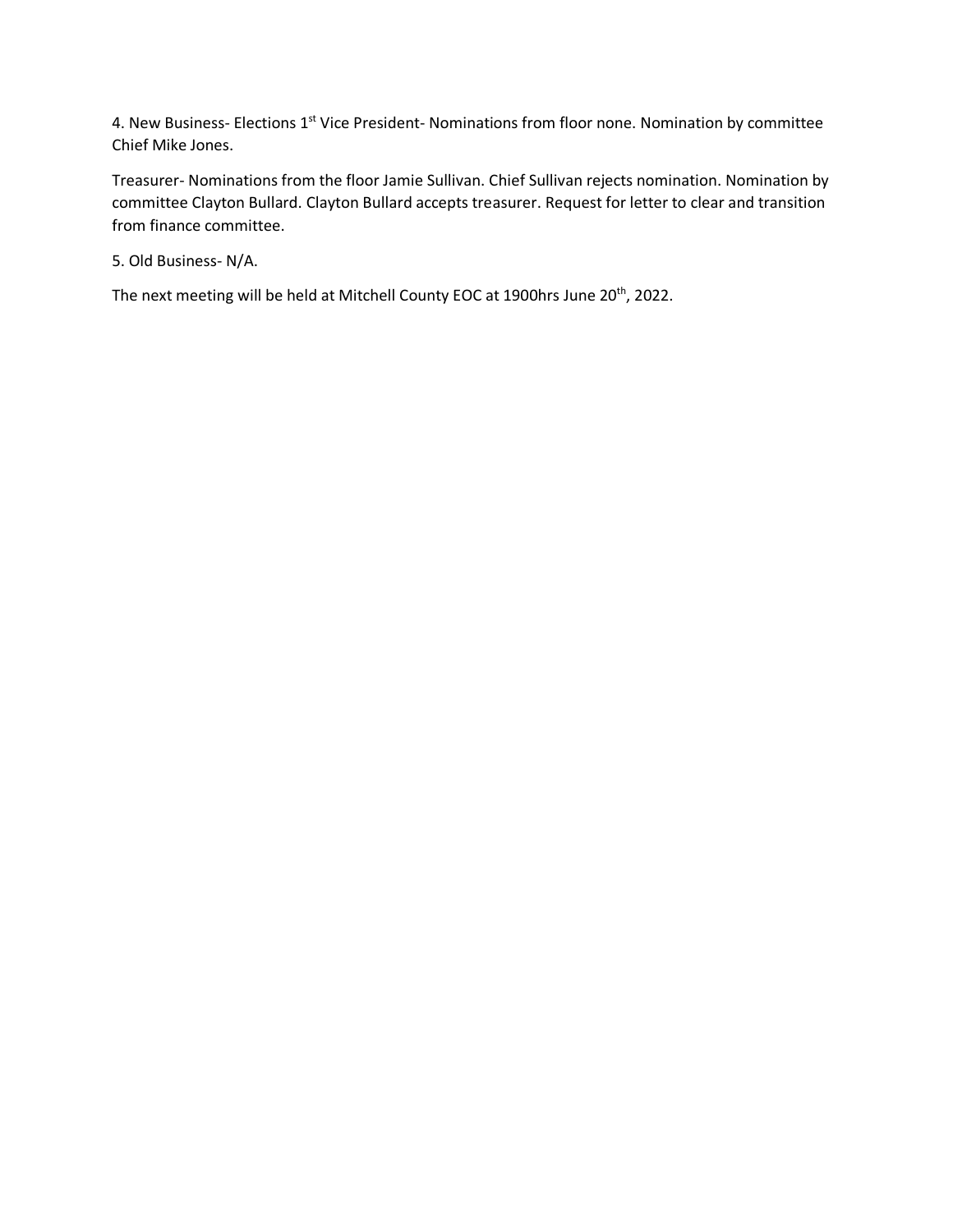4. New Business- Elections 1st Vice President- Nominations from floor none. Nomination by committee Chief Mike Jones.

Treasurer- Nominations from the floor Jamie Sullivan. Chief Sullivan rejects nomination. Nomination by committee Clayton Bullard. Clayton Bullard accepts treasurer. Request for letter to clear and transition from finance committee.

5. Old Business- N/A.

The next meeting will be held at Mitchell County EOC at 1900hrs June 20th, 2022.